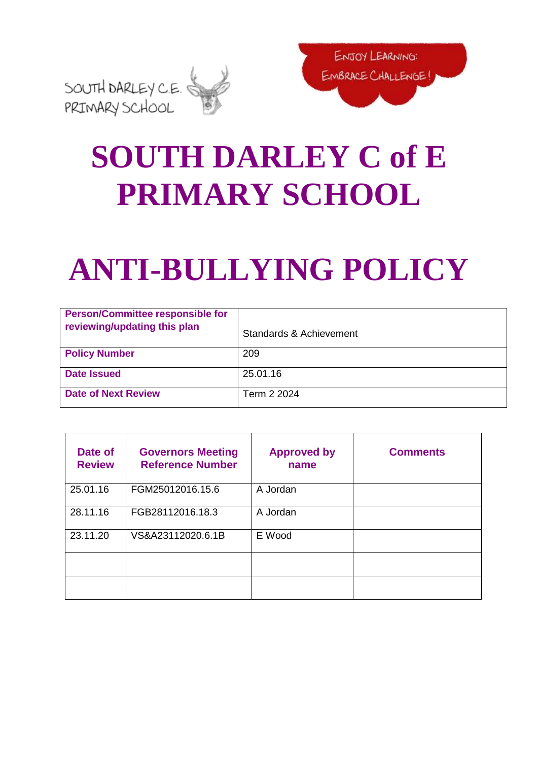SOUTH DARLEY C.E. PRIMARY SCHOOL

ENJOY LEARNING: EMBRACE CHALLENGE!

# SOUTH DARLEY C of E PRIMARY SCHOOL

# ANTI-BULLYING POLICY

| **Person/Committee responsible for reviewing/updating this plan** | Standards & Achievement |
|---|---|
| **Policy Number** | 209 |
| **Date Issued** | 25.01.16 |
| **Date of Next Review** | Term 2 2024 |

| Date of Review | Governors Meeting Reference Number | Approved by name | Comments |
|---|---|---|---|
| 25.01.16 | FGM25012016.15.6 | A Jordan | |
| 28.11.16 | FGB28112016.18.3 | A Jordan | |
| 23.11.20 | VS&A23112020.6.1B | E Wood | |
| | | | |
| | | | |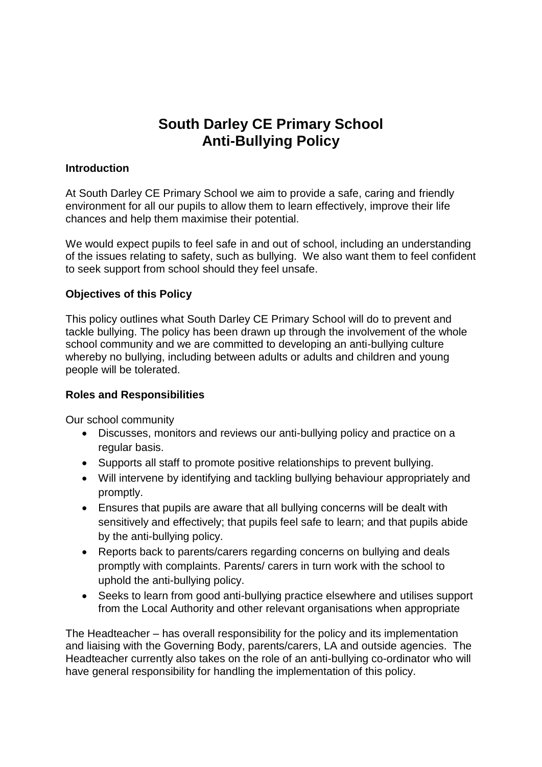# South Darley CE Primary School
# Anti-Bullying Policy

### Introduction

At South Darley CE Primary School we aim to provide a safe, caring and friendly environment for all our pupils to allow them to learn effectively, improve their life chances and help them maximise their potential.

We would expect pupils to feel safe in and out of school, including an understanding of the issues relating to safety, such as bullying. We also want them to feel confident to seek support from school should they feel unsafe.

### Objectives of this Policy

This policy outlines what South Darley CE Primary School will do to prevent and tackle bullying. The policy has been drawn up through the involvement of the whole school community and we are committed to developing an anti-bullying culture whereby no bullying, including between adults or adults and children and young people will be tolerated.

### Roles and Responsibilities

Our school community

- Discusses, monitors and reviews our anti-bullying policy and practice on a regular basis.
- Supports all staff to promote positive relationships to prevent bullying.
- Will intervene by identifying and tackling bullying behaviour appropriately and promptly.
- Ensures that pupils are aware that all bullying concerns will be dealt with sensitively and effectively; that pupils feel safe to learn; and that pupils abide by the anti-bullying policy.
- Reports back to parents/carers regarding concerns on bullying and deals promptly with complaints. Parents/ carers in turn work with the school to uphold the anti-bullying policy.
- Seeks to learn from good anti-bullying practice elsewhere and utilises support from the Local Authority and other relevant organisations when appropriate

The Headteacher – has overall responsibility for the policy and its implementation and liaising with the Governing Body, parents/carers, LA and outside agencies. The Headteacher currently also takes on the role of an anti-bullying co-ordinator who will have general responsibility for handling the implementation of this policy.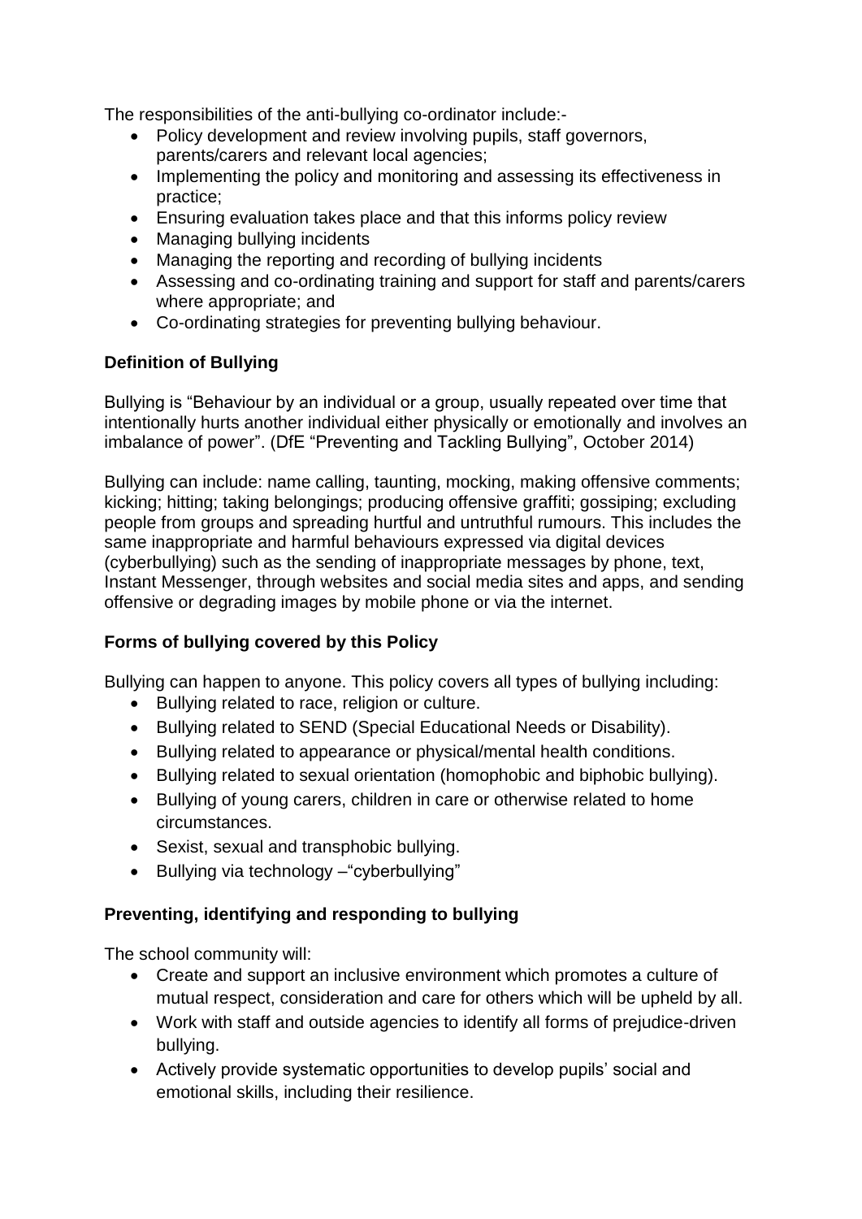The responsibilities of the anti-bullying co-ordinator include:-

- Policy development and review involving pupils, staff governors, parents/carers and relevant local agencies;
- Implementing the policy and monitoring and assessing its effectiveness in practice;
- Ensuring evaluation takes place and that this informs policy review
- Managing bullying incidents
- Managing the reporting and recording of bullying incidents
- Assessing and co-ordinating training and support for staff and parents/carers where appropriate; and
- Co-ordinating strategies for preventing bullying behaviour.

**Definition of Bullying**

Bullying is "Behaviour by an individual or a group, usually repeated over time that intentionally hurts another individual either physically or emotionally and involves an imbalance of power". (DfE "Preventing and Tackling Bullying", October 2014)

Bullying can include: name calling, taunting, mocking, making offensive comments; kicking; hitting; taking belongings; producing offensive graffiti; gossiping; excluding people from groups and spreading hurtful and untruthful rumours. This includes the same inappropriate and harmful behaviours expressed via digital devices (cyberbullying) such as the sending of inappropriate messages by phone, text, Instant Messenger, through websites and social media sites and apps, and sending offensive or degrading images by mobile phone or via the internet.

**Forms of bullying covered by this Policy**

Bullying can happen to anyone. This policy covers all types of bullying including:

- Bullying related to race, religion or culture.
- Bullying related to SEND (Special Educational Needs or Disability).
- Bullying related to appearance or physical/mental health conditions.
- Bullying related to sexual orientation (homophobic and biphobic bullying).
- Bullying of young carers, children in care or otherwise related to home circumstances.
- Sexist, sexual and transphobic bullying.
- Bullying via technology –"cyberbullying"

**Preventing, identifying and responding to bullying**

The school community will:

- Create and support an inclusive environment which promotes a culture of mutual respect, consideration and care for others which will be upheld by all.
- Work with staff and outside agencies to identify all forms of prejudice-driven bullying.
- Actively provide systematic opportunities to develop pupils' social and emotional skills, including their resilience.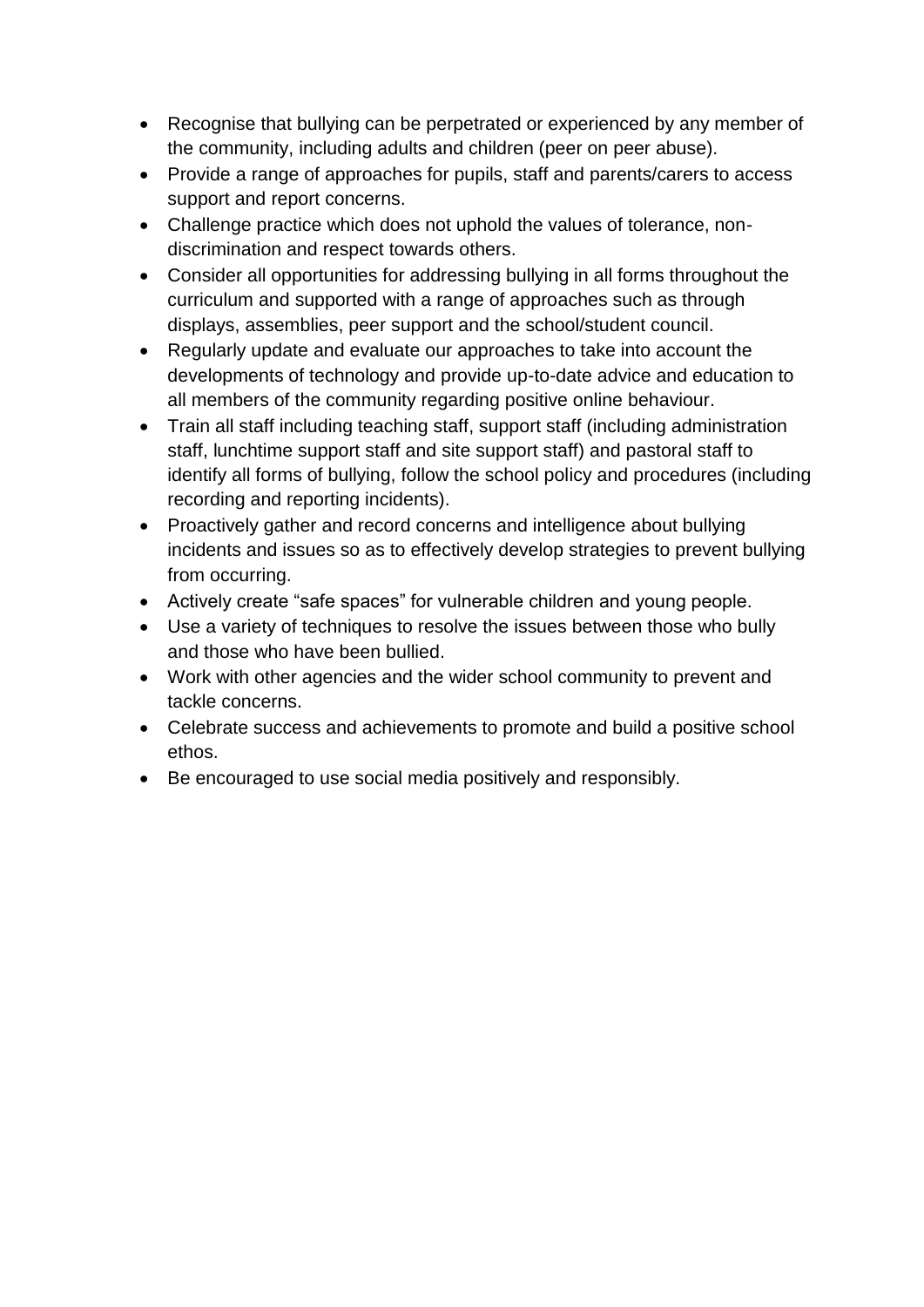- Recognise that bullying can be perpetrated or experienced by any member of the community, including adults and children (peer on peer abuse).
- Provide a range of approaches for pupils, staff and parents/carers to access support and report concerns.
- Challenge practice which does not uphold the values of tolerance, non-discrimination and respect towards others.
- Consider all opportunities for addressing bullying in all forms throughout the curriculum and supported with a range of approaches such as through displays, assemblies, peer support and the school/student council.
- Regularly update and evaluate our approaches to take into account the developments of technology and provide up-to-date advice and education to all members of the community regarding positive online behaviour.
- Train all staff including teaching staff, support staff (including administration staff, lunchtime support staff and site support staff) and pastoral staff to identify all forms of bullying, follow the school policy and procedures (including recording and reporting incidents).
- Proactively gather and record concerns and intelligence about bullying incidents and issues so as to effectively develop strategies to prevent bullying from occurring.
- Actively create "safe spaces" for vulnerable children and young people.
- Use a variety of techniques to resolve the issues between those who bully and those who have been bullied.
- Work with other agencies and the wider school community to prevent and tackle concerns.
- Celebrate success and achievements to promote and build a positive school ethos.
- Be encouraged to use social media positively and responsibly.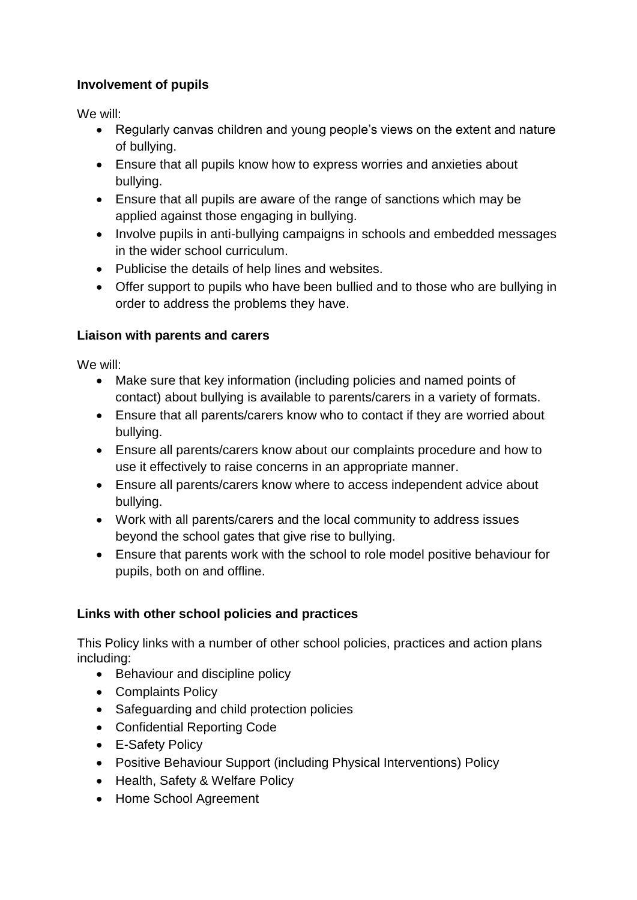**Involvement of pupils**

We will:

- Regularly canvas children and young people's views on the extent and nature of bullying.
- Ensure that all pupils know how to express worries and anxieties about bullying.
- Ensure that all pupils are aware of the range of sanctions which may be applied against those engaging in bullying.
- Involve pupils in anti-bullying campaigns in schools and embedded messages in the wider school curriculum.
- Publicise the details of help lines and websites.
- Offer support to pupils who have been bullied and to those who are bullying in order to address the problems they have.

**Liaison with parents and carers**

We will:

- Make sure that key information (including policies and named points of contact) about bullying is available to parents/carers in a variety of formats.
- Ensure that all parents/carers know who to contact if they are worried about bullying.
- Ensure all parents/carers know about our complaints procedure and how to use it effectively to raise concerns in an appropriate manner.
- Ensure all parents/carers know where to access independent advice about bullying.
- Work with all parents/carers and the local community to address issues beyond the school gates that give rise to bullying.
- Ensure that parents work with the school to role model positive behaviour for pupils, both on and offline.

**Links with other school policies and practices**

This Policy links with a number of other school policies, practices and action plans including:

- Behaviour and discipline policy
- Complaints Policy
- Safeguarding and child protection policies
- Confidential Reporting Code
- E-Safety Policy
- Positive Behaviour Support (including Physical Interventions) Policy
- Health, Safety & Welfare Policy
- Home School Agreement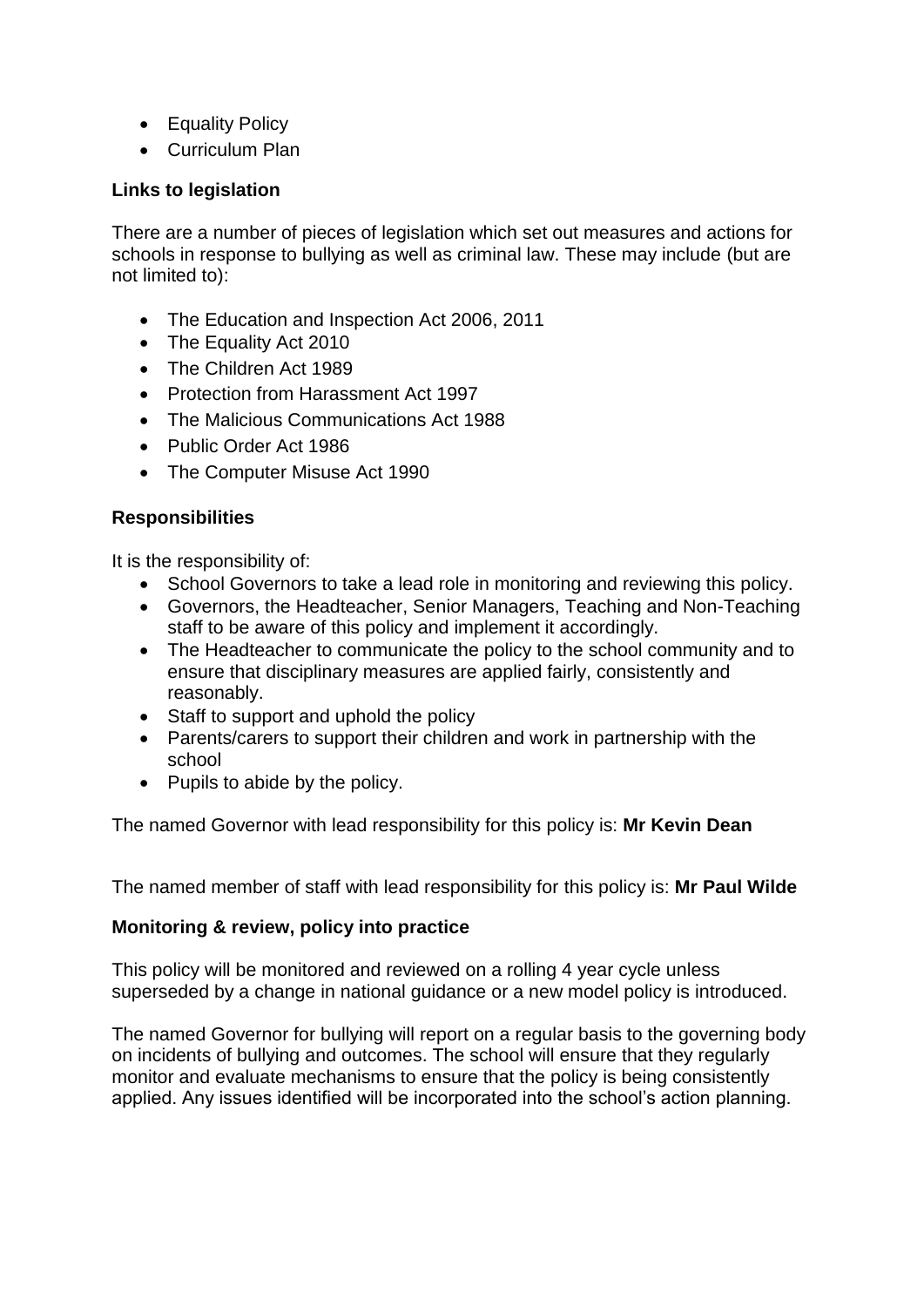- Equality Policy
- Curriculum Plan

**Links to legislation**

There are a number of pieces of legislation which set out measures and actions for schools in response to bullying as well as criminal law. These may include (but are not limited to):

- The Education and Inspection Act 2006, 2011
- The Equality Act 2010
- The Children Act 1989
- Protection from Harassment Act 1997
- The Malicious Communications Act 1988
- Public Order Act 1986
- The Computer Misuse Act 1990

**Responsibilities**

It is the responsibility of:

- School Governors to take a lead role in monitoring and reviewing this policy.
- Governors, the Headteacher, Senior Managers, Teaching and Non-Teaching staff to be aware of this policy and implement it accordingly.
- The Headteacher to communicate the policy to the school community and to ensure that disciplinary measures are applied fairly, consistently and reasonably.
- Staff to support and uphold the policy
- Parents/carers to support their children and work in partnership with the school
- Pupils to abide by the policy.

The named Governor with lead responsibility for this policy is: **Mr Kevin Dean**

The named member of staff with lead responsibility for this policy is: **Mr Paul Wilde**

**Monitoring & review, policy into practice**

This policy will be monitored and reviewed on a rolling 4 year cycle unless superseded by a change in national guidance or a new model policy is introduced.

The named Governor for bullying will report on a regular basis to the governing body on incidents of bullying and outcomes. The school will ensure that they regularly monitor and evaluate mechanisms to ensure that the policy is being consistently applied. Any issues identified will be incorporated into the school's action planning.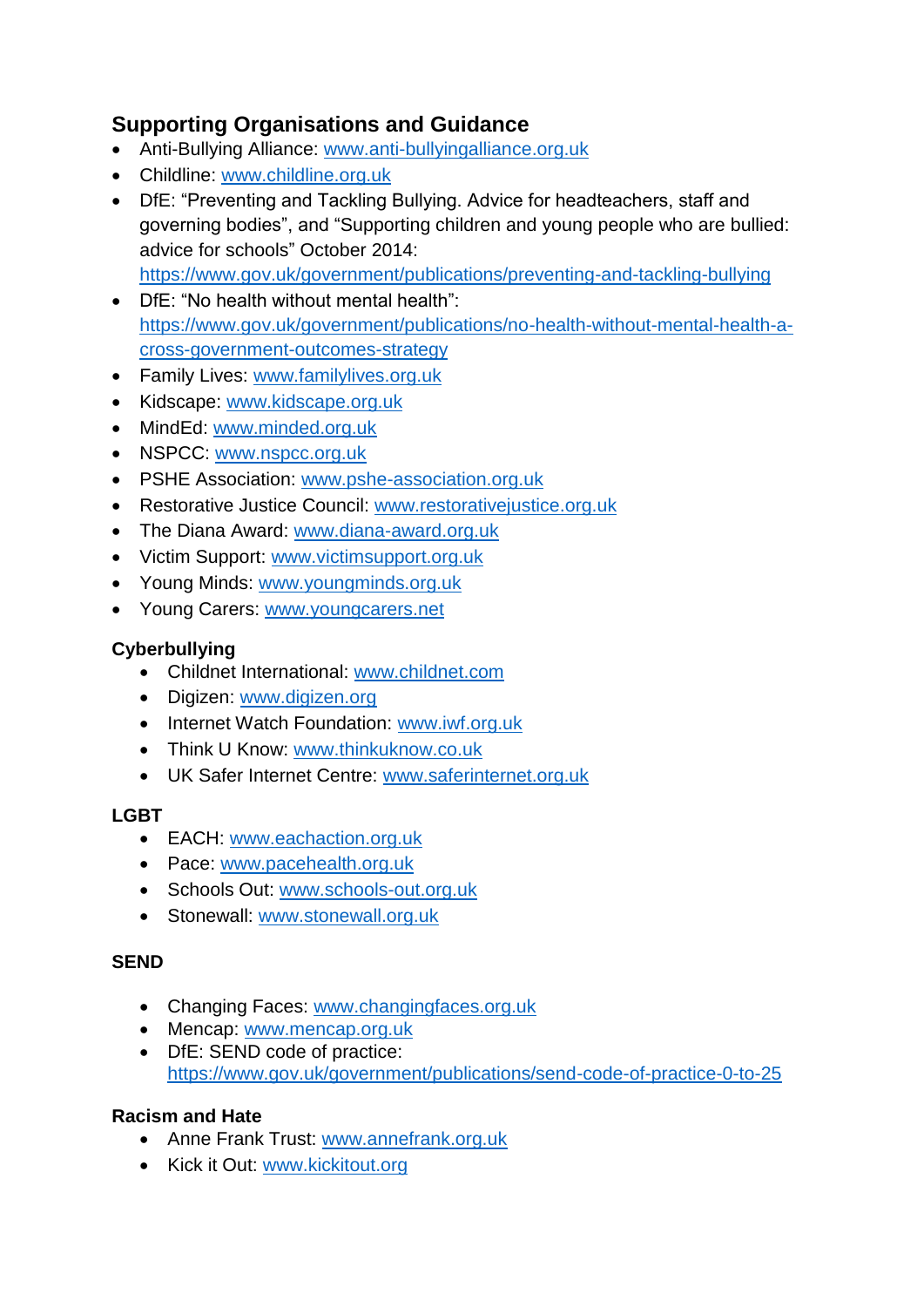## Supporting Organisations and Guidance

- Anti-Bullying Alliance: www.anti-bullyingalliance.org.uk
- Childline: www.childline.org.uk
- DfE: "Preventing and Tackling Bullying. Advice for headteachers, staff and governing bodies", and "Supporting children and young people who are bullied: advice for schools" October 2014: https://www.gov.uk/government/publications/preventing-and-tackling-bullying
- DfE: "No health without mental health": https://www.gov.uk/government/publications/no-health-without-mental-health-a-cross-government-outcomes-strategy
- Family Lives: www.familylives.org.uk
- Kidscape: www.kidscape.org.uk
- MindEd: www.minded.org.uk
- NSPCC: www.nspcc.org.uk
- PSHE Association: www.pshe-association.org.uk
- Restorative Justice Council: www.restorativejustice.org.uk
- The Diana Award: www.diana-award.org.uk
- Victim Support: www.victimsupport.org.uk
- Young Minds: www.youngminds.org.uk
- Young Carers: www.youngcarers.net

### Cyberbullying

- Childnet International: www.childnet.com
- Digizen: www.digizen.org
- Internet Watch Foundation: www.iwf.org.uk
- Think U Know: www.thinkuknow.co.uk
- UK Safer Internet Centre: www.saferinternet.org.uk

### LGBT

- EACH: www.eachaction.org.uk
- Pace: www.pacehealth.org.uk
- Schools Out: www.schools-out.org.uk
- Stonewall: www.stonewall.org.uk

### SEND

- Changing Faces: www.changingfaces.org.uk
- Mencap: www.mencap.org.uk
- DfE: SEND code of practice: https://www.gov.uk/government/publications/send-code-of-practice-0-to-25

### Racism and Hate

- Anne Frank Trust: www.annefrank.org.uk
- Kick it Out: www.kickitout.org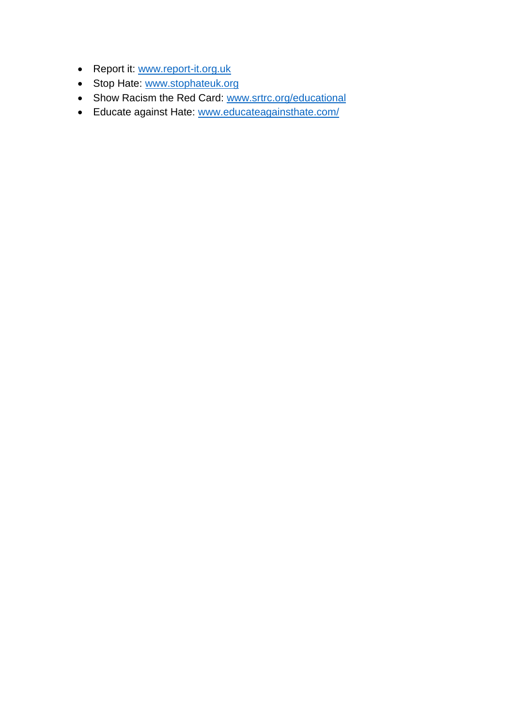- Report it: [www.report-it.org.uk](http://www.report-it.org.uk)
- Stop Hate: [www.stophateuk.org](http://www.stophateuk.org)
- Show Racism the Red Card: [www.srtrc.org/educational](http://www.srtrc.org/educational)
- Educate against Hate: [www.educateagainsthate.com/](http://www.educateagainsthate.com/)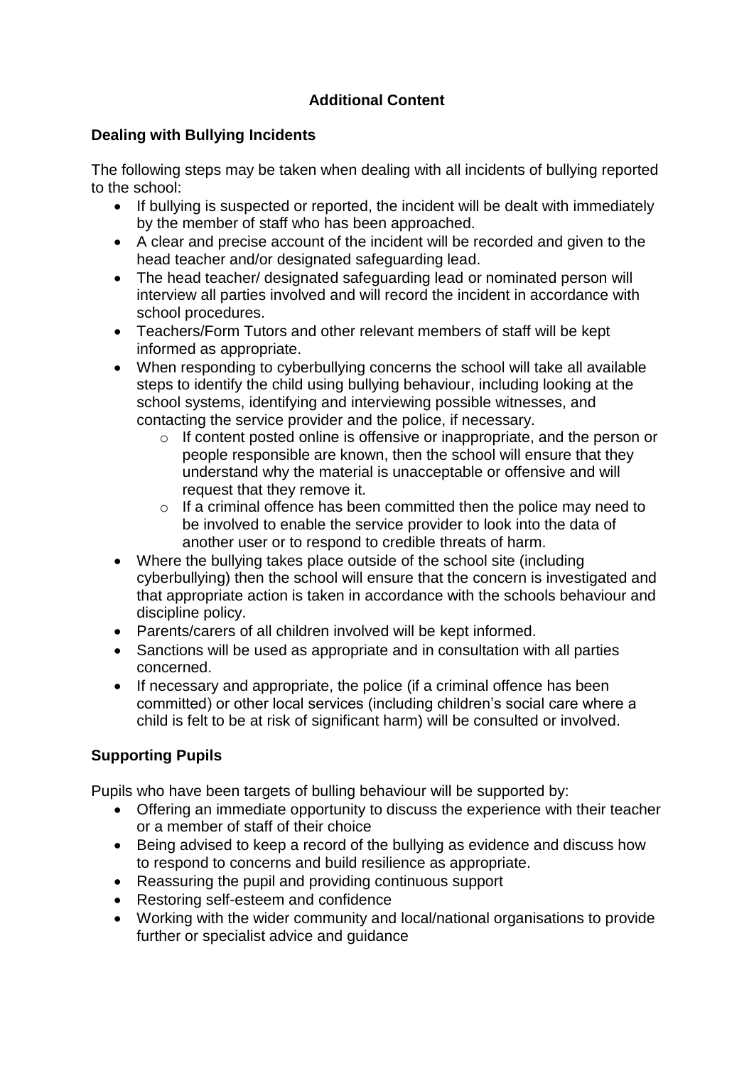**Additional Content**

## Dealing with Bullying Incidents

The following steps may be taken when dealing with all incidents of bullying reported to the school:

- If bullying is suspected or reported, the incident will be dealt with immediately by the member of staff who has been approached.
- A clear and precise account of the incident will be recorded and given to the head teacher and/or designated safeguarding lead.
- The head teacher/ designated safeguarding lead or nominated person will interview all parties involved and will record the incident in accordance with school procedures.
- Teachers/Form Tutors and other relevant members of staff will be kept informed as appropriate.
- When responding to cyberbullying concerns the school will take all available steps to identify the child using bullying behaviour, including looking at the school systems, identifying and interviewing possible witnesses, and contacting the service provider and the police, if necessary.
    - If content posted online is offensive or inappropriate, and the person or people responsible are known, then the school will ensure that they understand why the material is unacceptable or offensive and will request that they remove it.
    - If a criminal offence has been committed then the police may need to be involved to enable the service provider to look into the data of another user or to respond to credible threats of harm.
- Where the bullying takes place outside of the school site (including cyberbullying) then the school will ensure that the concern is investigated and that appropriate action is taken in accordance with the schools behaviour and discipline policy.
- Parents/carers of all children involved will be kept informed.
- Sanctions will be used as appropriate and in consultation with all parties concerned.
- If necessary and appropriate, the police (if a criminal offence has been committed) or other local services (including children's social care where a child is felt to be at risk of significant harm) will be consulted or involved.

## Supporting Pupils

Pupils who have been targets of bulling behaviour will be supported by:

- Offering an immediate opportunity to discuss the experience with their teacher or a member of staff of their choice
- Being advised to keep a record of the bullying as evidence and discuss how to respond to concerns and build resilience as appropriate.
- Reassuring the pupil and providing continuous support
- Restoring self-esteem and confidence
- Working with the wider community and local/national organisations to provide further or specialist advice and guidance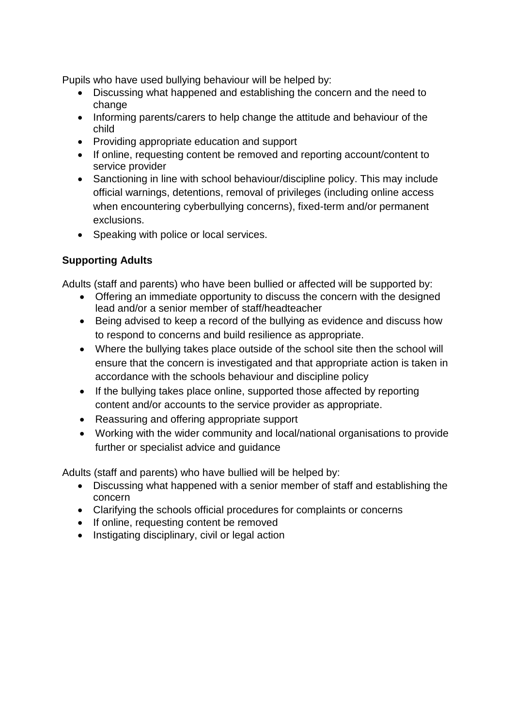Pupils who have used bullying behaviour will be helped by:

- Discussing what happened and establishing the concern and the need to change
- Informing parents/carers to help change the attitude and behaviour of the child
- Providing appropriate education and support
- If online, requesting content be removed and reporting account/content to service provider
- Sanctioning in line with school behaviour/discipline policy. This may include official warnings, detentions, removal of privileges (including online access when encountering cyberbullying concerns), fixed-term and/or permanent exclusions.
- Speaking with police or local services.

**Supporting Adults**

Adults (staff and parents) who have been bullied or affected will be supported by:

- Offering an immediate opportunity to discuss the concern with the designed lead and/or a senior member of staff/headteacher
- Being advised to keep a record of the bullying as evidence and discuss how to respond to concerns and build resilience as appropriate.
- Where the bullying takes place outside of the school site then the school will ensure that the concern is investigated and that appropriate action is taken in accordance with the schools behaviour and discipline policy
- If the bullying takes place online, supported those affected by reporting content and/or accounts to the service provider as appropriate.
- Reassuring and offering appropriate support
- Working with the wider community and local/national organisations to provide further or specialist advice and guidance

Adults (staff and parents) who have bullied will be helped by:

- Discussing what happened with a senior member of staff and establishing the concern
- Clarifying the schools official procedures for complaints or concerns
- If online, requesting content be removed
- Instigating disciplinary, civil or legal action